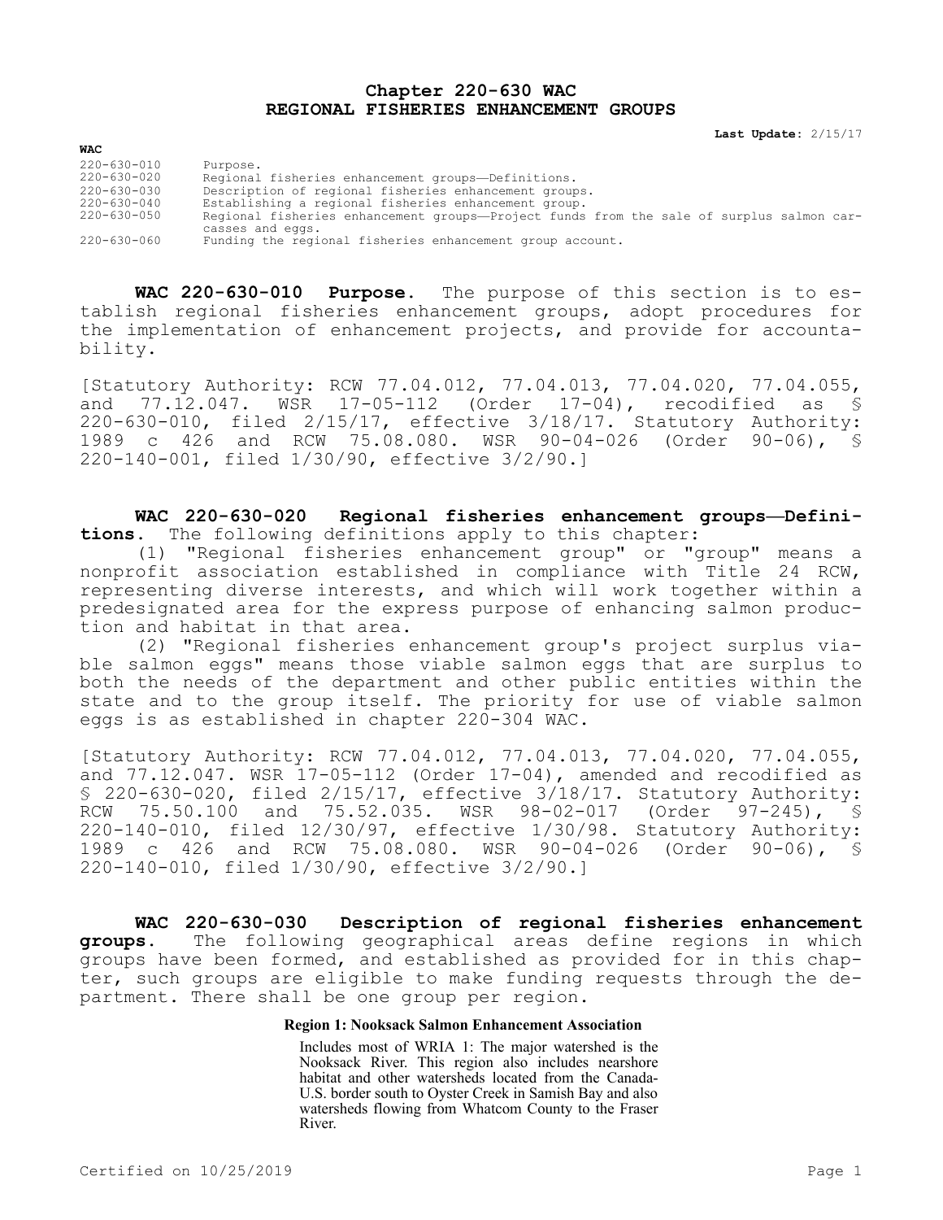# Chapter 220-630 WAC
# REGIONAL FISHERIES ENHANCEMENT GROUPS

**Last Update:** 2/15/17

**WAC**

| | |
|---|---|
| 220-630-010 | Purpose. |
| 220-630-020 | Regional fisheries enhancement groups—Definitions. |
| 220-630-030 | Description of regional fisheries enhancement groups. |
| 220-630-040 | Establishing a regional fisheries enhancement group. |
| 220-630-050 | Regional fisheries enhancement groups—Project funds from the sale of surplus salmon carcasses and eggs. |
| 220-630-060 | Funding the regional fisheries enhancement group account. |

**WAC 220-630-010 Purpose.** The purpose of this section is to establish regional fisheries enhancement groups, adopt procedures for the implementation of enhancement projects, and provide for accountability.

[Statutory Authority: RCW 77.04.012, 77.04.013, 77.04.020, 77.04.055, and 77.12.047. WSR 17-05-112 (Order 17-04), recodified as § 220-630-010, filed 2/15/17, effective 3/18/17. Statutory Authority: 1989 c 426 and RCW 75.08.080. WSR 90-04-026 (Order 90-06), § 220-140-001, filed 1/30/90, effective 3/2/90.]

**WAC 220-630-020 Regional fisheries enhancement groups—Definitions.** The following definitions apply to this chapter:

(1) "Regional fisheries enhancement group" or "group" means a nonprofit association established in compliance with Title 24 RCW, representing diverse interests, and which will work together within a predesignated area for the express purpose of enhancing salmon production and habitat in that area.

(2) "Regional fisheries enhancement group's project surplus viable salmon eggs" means those viable salmon eggs that are surplus to both the needs of the department and other public entities within the state and to the group itself. The priority for use of viable salmon eggs is as established in chapter 220-304 WAC.

[Statutory Authority: RCW 77.04.012, 77.04.013, 77.04.020, 77.04.055, and 77.12.047. WSR 17-05-112 (Order 17-04), amended and recodified as § 220-630-020, filed 2/15/17, effective 3/18/17. Statutory Authority: RCW 75.50.100 and 75.52.035. WSR 98-02-017 (Order 97-245), § 220-140-010, filed 12/30/97, effective 1/30/98. Statutory Authority: 1989 c 426 and RCW 75.08.080. WSR 90-04-026 (Order 90-06), § 220-140-010, filed 1/30/90, effective 3/2/90.]

**WAC 220-630-030 Description of regional fisheries enhancement groups.** The following geographical areas define regions in which groups have been formed, and established as provided for in this chapter, such groups are eligible to make funding requests through the department. There shall be one group per region.

**Region 1: Nooksack Salmon Enhancement Association**

Includes most of WRIA 1: The major watershed is the Nooksack River. This region also includes nearshore habitat and other watersheds located from the Canada-U.S. border south to Oyster Creek in Samish Bay and also watersheds flowing from Whatcom County to the Fraser River.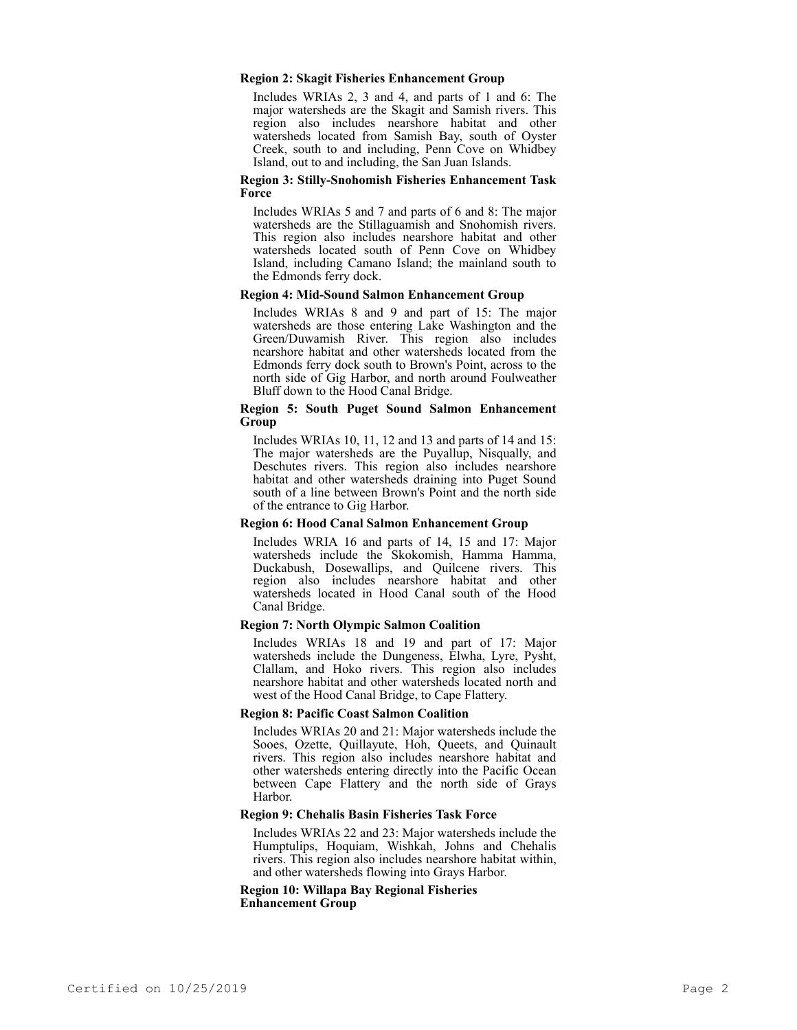**Region 2: Skagit Fisheries Enhancement Group**

Includes WRIAs 2, 3 and 4, and parts of 1 and 6: The major watersheds are the Skagit and Samish rivers. This region also includes nearshore habitat and other watersheds located from Samish Bay, south of Oyster Creek, south to and including, Penn Cove on Whidbey Island, out to and including, the San Juan Islands.

**Region 3: Stilly-Snohomish Fisheries Enhancement Task Force**

Includes WRIAs 5 and 7 and parts of 6 and 8: The major watersheds are the Stillaguamish and Snohomish rivers. This region also includes nearshore habitat and other watersheds located south of Penn Cove on Whidbey Island, including Camano Island; the mainland south to the Edmonds ferry dock.

**Region 4: Mid-Sound Salmon Enhancement Group**

Includes WRIAs 8 and 9 and part of 15: The major watersheds are those entering Lake Washington and the Green/Duwamish River. This region also includes nearshore habitat and other watersheds located from the Edmonds ferry dock south to Brown's Point, across to the north side of Gig Harbor, and north around Foulweather Bluff down to the Hood Canal Bridge.

**Region 5: South Puget Sound Salmon Enhancement Group**

Includes WRIAs 10, 11, 12 and 13 and parts of 14 and 15: The major watersheds are the Puyallup, Nisqually, and Deschutes rivers. This region also includes nearshore habitat and other watersheds draining into Puget Sound south of a line between Brown's Point and the north side of the entrance to Gig Harbor.

**Region 6: Hood Canal Salmon Enhancement Group**

Includes WRIA 16 and parts of 14, 15 and 17: Major watersheds include the Skokomish, Hamma Hamma, Duckabush, Dosewallips, and Quilcene rivers. This region also includes nearshore habitat and other watersheds located in Hood Canal south of the Hood Canal Bridge.

**Region 7: North Olympic Salmon Coalition**

Includes WRIAs 18 and 19 and part of 17: Major watersheds include the Dungeness, Elwha, Lyre, Pysht, Clallam, and Hoko rivers. This region also includes nearshore habitat and other watersheds located north and west of the Hood Canal Bridge, to Cape Flattery.

**Region 8: Pacific Coast Salmon Coalition**

Includes WRIAs 20 and 21: Major watersheds include the Sooes, Ozette, Quillayute, Hoh, Queets, and Quinault rivers. This region also includes nearshore habitat and other watersheds entering directly into the Pacific Ocean between Cape Flattery and the north side of Grays Harbor.

**Region 9: Chehalis Basin Fisheries Task Force**

Includes WRIAs 22 and 23: Major watersheds include the Humptulips, Hoquiam, Wishkah, Johns and Chehalis rivers. This region also includes nearshore habitat within, and other watersheds flowing into Grays Harbor.

**Region 10: Willapa Bay Regional Fisheries Enhancement Group**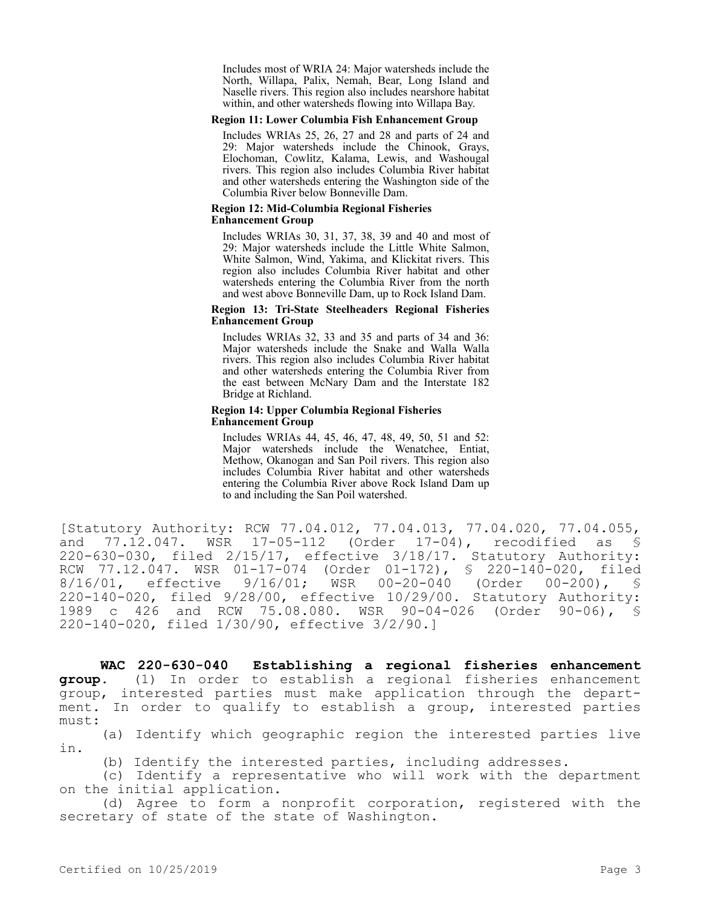Includes most of WRIA 24: Major watersheds include the North, Willapa, Palix, Nemah, Bear, Long Island and Naselle rivers. This region also includes nearshore habitat within, and other watersheds flowing into Willapa Bay.

**Region 11: Lower Columbia Fish Enhancement Group**

Includes WRIAs 25, 26, 27 and 28 and parts of 24 and 29: Major watersheds include the Chinook, Grays, Elochoman, Cowlitz, Kalama, Lewis, and Washougal rivers. This region also includes Columbia River habitat and other watersheds entering the Washington side of the Columbia River below Bonneville Dam.

**Region 12: Mid-Columbia Regional Fisheries Enhancement Group**

Includes WRIAs 30, 31, 37, 38, 39 and 40 and most of 29: Major watersheds include the Little White Salmon, White Salmon, Wind, Yakima, and Klickitat rivers. This region also includes Columbia River habitat and other watersheds entering the Columbia River from the north and west above Bonneville Dam, up to Rock Island Dam.

**Region 13: Tri-State Steelheaders Regional Fisheries Enhancement Group**

Includes WRIAs 32, 33 and 35 and parts of 34 and 36: Major watersheds include the Snake and Walla Walla rivers. This region also includes Columbia River habitat and other watersheds entering the Columbia River from the east between McNary Dam and the Interstate 182 Bridge at Richland.

**Region 14: Upper Columbia Regional Fisheries Enhancement Group**

Includes WRIAs 44, 45, 46, 47, 48, 49, 50, 51 and 52: Major watersheds include the Wenatchee, Entiat, Methow, Okanogan and San Poil rivers. This region also includes Columbia River habitat and other watersheds entering the Columbia River above Rock Island Dam up to and including the San Poil watershed.

[Statutory Authority: RCW 77.04.012, 77.04.013, 77.04.020, 77.04.055, and 77.12.047. WSR 17-05-112 (Order 17-04), recodified as § 220-630-030, filed 2/15/17, effective 3/18/17. Statutory Authority: RCW 77.12.047. WSR 01-17-074 (Order 01-172), § 220-140-020, filed 8/16/01, effective 9/16/01; WSR 00-20-040 (Order 00-200), § 220-140-020, filed 9/28/00, effective 10/29/00. Statutory Authority: 1989 c 426 and RCW 75.08.080. WSR 90-04-026 (Order 90-06), § 220-140-020, filed 1/30/90, effective 3/2/90.]

**WAC 220-630-040 Establishing a regional fisheries enhancement group.** (1) In order to establish a regional fisheries enhancement group, interested parties must make application through the department. In order to qualify to establish a group, interested parties must:

(a) Identify which geographic region the interested parties live in.

(b) Identify the interested parties, including addresses.

(c) Identify a representative who will work with the department on the initial application.

(d) Agree to form a nonprofit corporation, registered with the secretary of state of the state of Washington.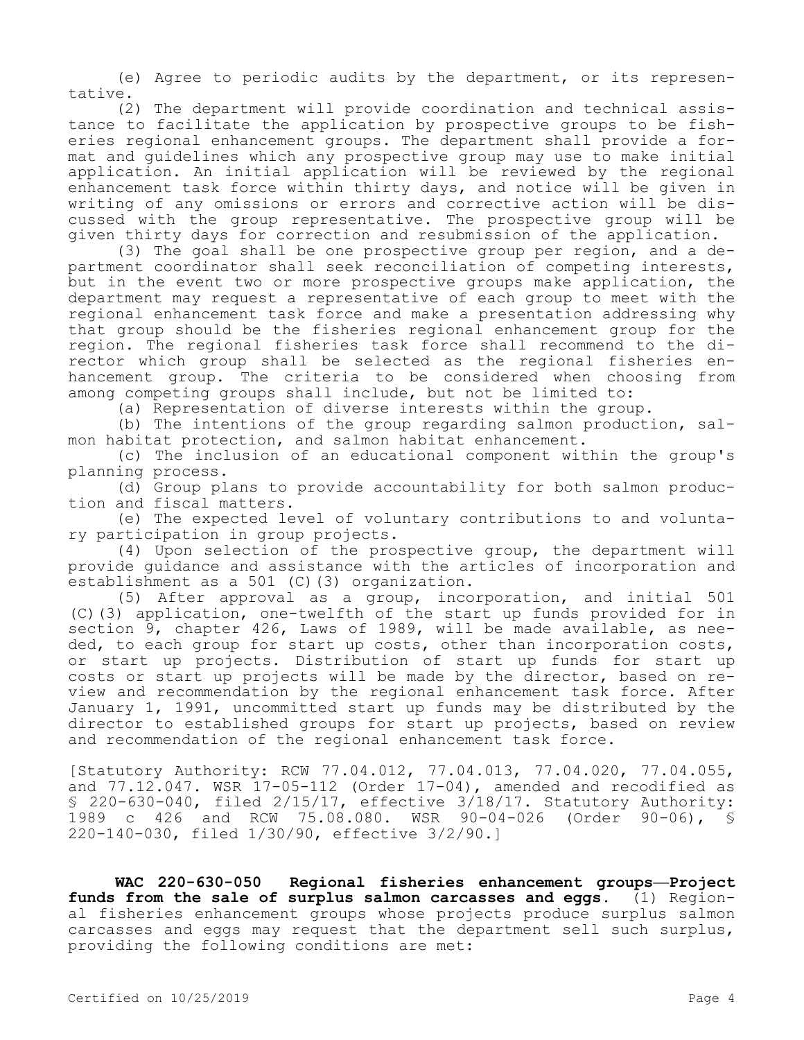(e) Agree to periodic audits by the department, or its representative.

(2) The department will provide coordination and technical assistance to facilitate the application by prospective groups to be fisheries regional enhancement groups. The department shall provide a format and guidelines which any prospective group may use to make initial application. An initial application will be reviewed by the regional enhancement task force within thirty days, and notice will be given in writing of any omissions or errors and corrective action will be discussed with the group representative. The prospective group will be given thirty days for correction and resubmission of the application.

(3) The goal shall be one prospective group per region, and a department coordinator shall seek reconciliation of competing interests, but in the event two or more prospective groups make application, the department may request a representative of each group to meet with the regional enhancement task force and make a presentation addressing why that group should be the fisheries regional enhancement group for the region. The regional fisheries task force shall recommend to the director which group shall be selected as the regional fisheries enhancement group. The criteria to be considered when choosing from among competing groups shall include, but not be limited to:

(a) Representation of diverse interests within the group.

(b) The intentions of the group regarding salmon production, salmon habitat protection, and salmon habitat enhancement.

(c) The inclusion of an educational component within the group's planning process.

(d) Group plans to provide accountability for both salmon production and fiscal matters.

(e) The expected level of voluntary contributions to and voluntary participation in group projects.

(4) Upon selection of the prospective group, the department will provide guidance and assistance with the articles of incorporation and establishment as a 501 (C)(3) organization.

(5) After approval as a group, incorporation, and initial 501 (C)(3) application, one-twelfth of the start up funds provided for in section 9, chapter 426, Laws of 1989, will be made available, as needed, to each group for start up costs, other than incorporation costs, or start up projects. Distribution of start up funds for start up costs or start up projects will be made by the director, based on review and recommendation by the regional enhancement task force. After January 1, 1991, uncommitted start up funds may be distributed by the director to established groups for start up projects, based on review and recommendation of the regional enhancement task force.

[Statutory Authority: RCW 77.04.012, 77.04.013, 77.04.020, 77.04.055, and 77.12.047. WSR 17-05-112 (Order 17-04), amended and recodified as § 220-630-040, filed 2/15/17, effective 3/18/17. Statutory Authority: 1989 c 426 and RCW 75.08.080. WSR 90-04-026 (Order 90-06), § 220-140-030, filed 1/30/90, effective 3/2/90.]

**WAC 220-630-050 Regional fisheries enhancement groups—Project funds from the sale of surplus salmon carcasses and eggs.** (1) Regional fisheries enhancement groups whose projects produce surplus salmon carcasses and eggs may request that the department sell such surplus, providing the following conditions are met: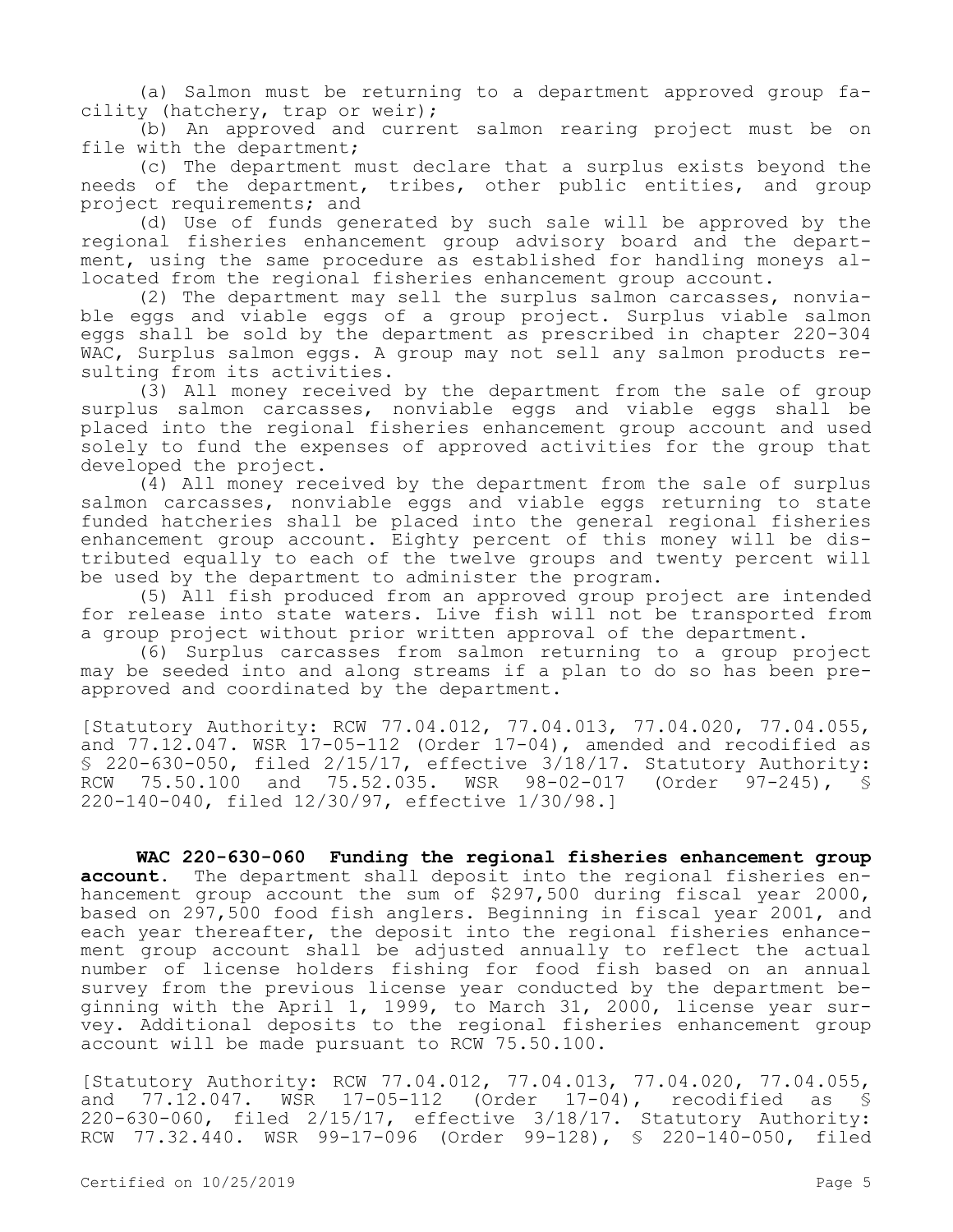(a) Salmon must be returning to a department approved group facility (hatchery, trap or weir);

(b) An approved and current salmon rearing project must be on file with the department;

(c) The department must declare that a surplus exists beyond the needs of the department, tribes, other public entities, and group project requirements; and

(d) Use of funds generated by such sale will be approved by the regional fisheries enhancement group advisory board and the department, using the same procedure as established for handling moneys allocated from the regional fisheries enhancement group account.

(2) The department may sell the surplus salmon carcasses, nonviable eggs and viable eggs of a group project. Surplus viable salmon eggs shall be sold by the department as prescribed in chapter 220-304 WAC, Surplus salmon eggs. A group may not sell any salmon products resulting from its activities.

(3) All money received by the department from the sale of group surplus salmon carcasses, nonviable eggs and viable eggs shall be placed into the regional fisheries enhancement group account and used solely to fund the expenses of approved activities for the group that developed the project.

(4) All money received by the department from the sale of surplus salmon carcasses, nonviable eggs and viable eggs returning to state funded hatcheries shall be placed into the general regional fisheries enhancement group account. Eighty percent of this money will be distributed equally to each of the twelve groups and twenty percent will be used by the department to administer the program.

(5) All fish produced from an approved group project are intended for release into state waters. Live fish will not be transported from a group project without prior written approval of the department.

(6) Surplus carcasses from salmon returning to a group project may be seeded into and along streams if a plan to do so has been preapproved and coordinated by the department.

[Statutory Authority: RCW 77.04.012, 77.04.013, 77.04.020, 77.04.055, and 77.12.047. WSR 17-05-112 (Order 17-04), amended and recodified as § 220-630-050, filed 2/15/17, effective 3/18/17. Statutory Authority: RCW 75.50.100 and 75.52.035. WSR 98-02-017 (Order 97-245), § 220-140-040, filed 12/30/97, effective 1/30/98.]

**WAC 220-630-060 Funding the regional fisheries enhancement group account.** The department shall deposit into the regional fisheries enhancement group account the sum of $297,500 during fiscal year 2000, based on 297,500 food fish anglers. Beginning in fiscal year 2001, and each year thereafter, the deposit into the regional fisheries enhancement group account shall be adjusted annually to reflect the actual number of license holders fishing for food fish based on an annual survey from the previous license year conducted by the department beginning with the April 1, 1999, to March 31, 2000, license year survey. Additional deposits to the regional fisheries enhancement group account will be made pursuant to RCW 75.50.100.

[Statutory Authority: RCW 77.04.012, 77.04.013, 77.04.020, 77.04.055, and 77.12.047. WSR 17-05-112 (Order 17-04), recodified as § 220-630-060, filed 2/15/17, effective 3/18/17. Statutory Authority: RCW 77.32.440. WSR 99-17-096 (Order 99-128), § 220-140-050, filed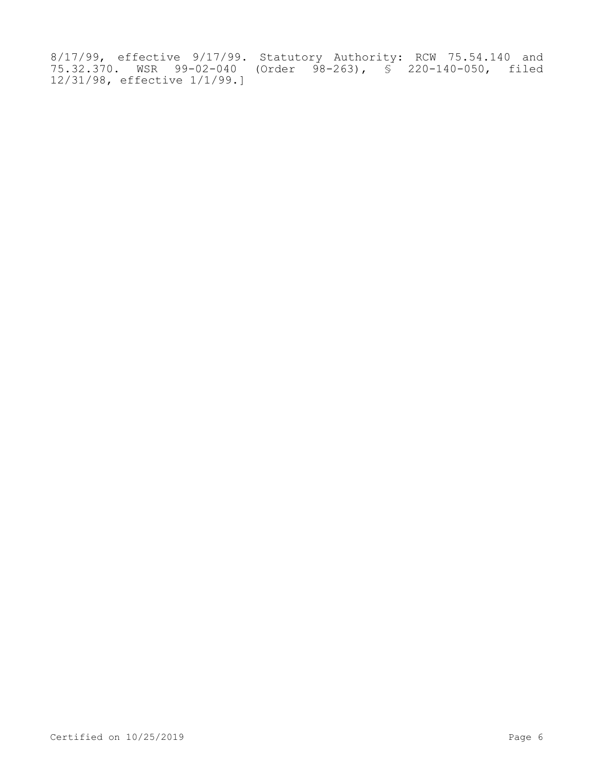8/17/99, effective 9/17/99. Statutory Authority: RCW 75.54.140 and 75.32.370. WSR 99-02-040 (Order 98-263), § 220-140-050, filed 12/31/98, effective 1/1/99.]